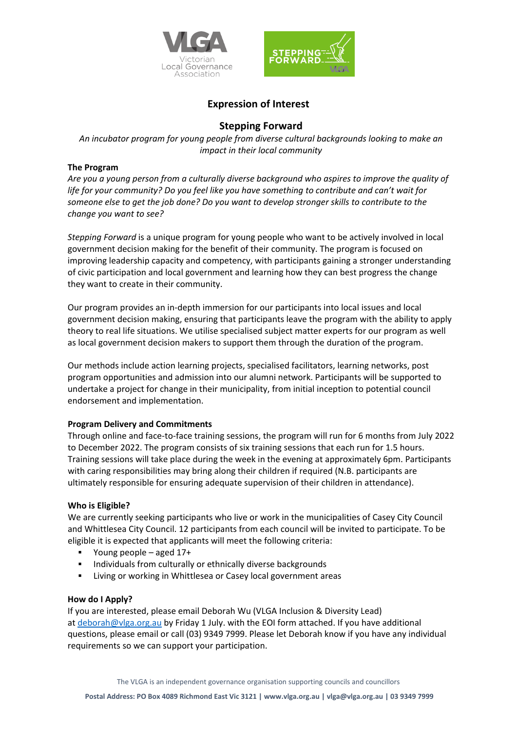# Expression of Interest

## Stepping Forward

*An incubator program for young people from diverse cultural backgrounds looking to make an impact in their local community*

### The Program

*Are you a young person from a culturally diverse background who aspires to improve the quality of life for your community? Do you feel like you have something to contribute and can't wait for someone else to get the job done? Do you want to develop stronger skills to contribute to the change you want to see?*

*Stepping Forward* is a unique program for young people who want to be actively involved in local government decision making for the benefit of their community. The program is focused on improving leadership capacity and competency, with participants gaining a stronger understanding of civic participation and local government and learning how they can best progress the change they want to create in their community.

Our program provides an in-depth immersion for our participants into local issues and local government decision making, ensuring that participants leave the program with the ability to apply theory to real life situations. We utilise specialised subject matter experts for our program as well as local government decision makers to support them through the duration of the program.

Our methods include action learning projects, specialised facilitators, learning networks, post program opportunities and admission into our alumni network. Participants will be supported to undertake a project for change in their municipality, from initial inception to potential council endorsement and implementation.

### Program Delivery and Commitments

Through online and face-to-face training sessions, the program will run for 6 months from July 2022 to December 2022. The program consists of six training sessions that each run for 1.5 hours. Training sessions will take place during the week in the evening at approximately 6pm. Participants with caring responsibilities may bring along their children if required (N.B. participants are ultimately responsible for ensuring adequate supervision of their children in attendance).

### Who is Eligible?

We are currently seeking participants who live or work in the municipalities of Casey City Council and Whittlesea City Council. 12 participants from each council will be invited to participate. To be eligible it is expected that applicants will meet the following criteria:

- Young people – aged 17+
- Individuals from culturally or ethnically diverse backgrounds
- Living or working in Whittlesea or Casey local government areas

### How do I Apply?

If you are interested, please email Deborah Wu (VLGA Inclusion & Diversity Lead) at deborah@vlga.org.au by Friday 1 July. with the EOI form attached. If you have additional questions, please email or call (03) 9349 7999. Please let Deborah know if you have any individual requirements so we can support your participation.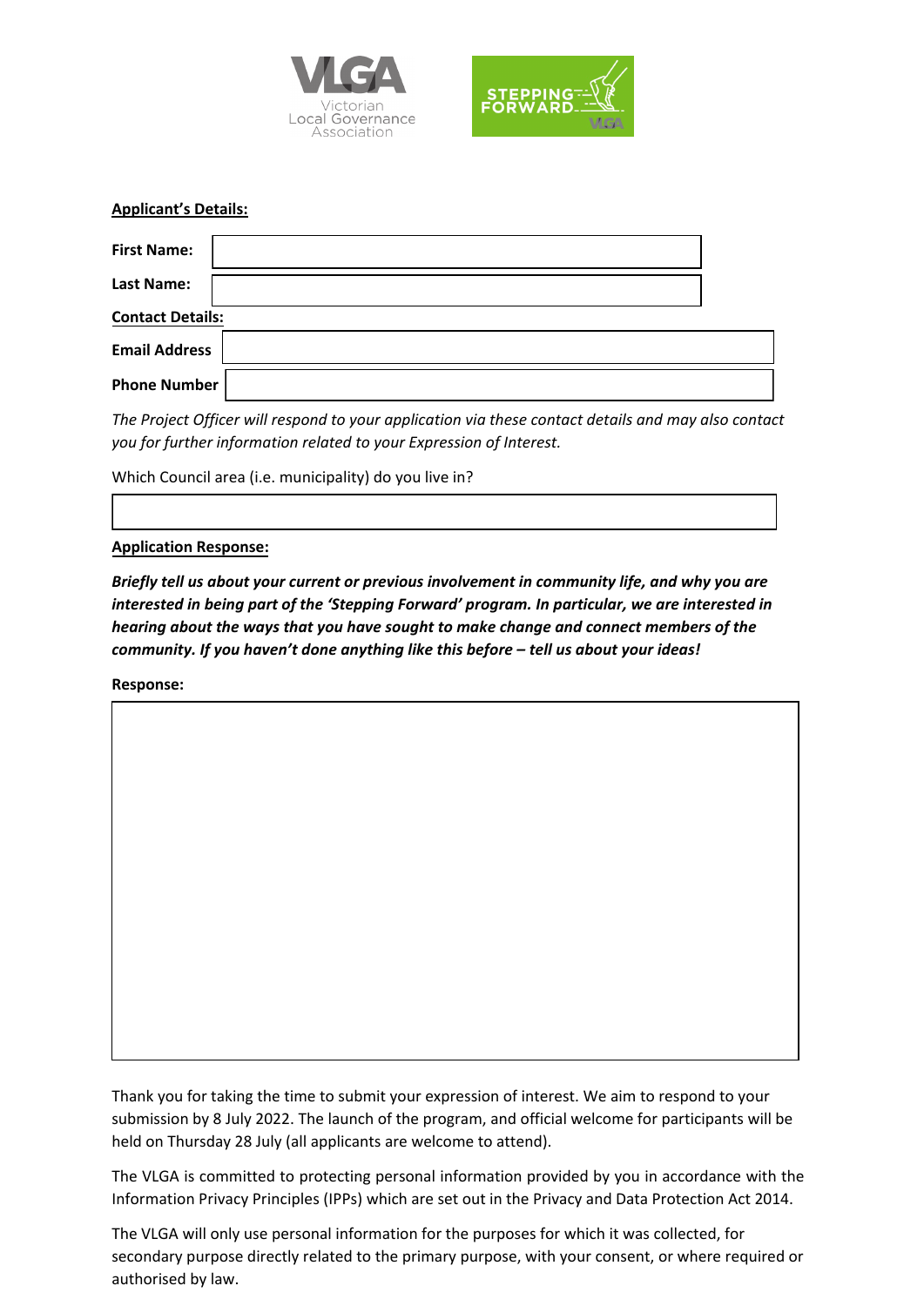**Applicant's Details:**

**First Name:**

**Last Name:**

**Contact Details:**

**Email Address**

**Phone Number**

*The Project Officer will respond to your application via these contact details and may also contact you for further information related to your Expression of Interest.*

Which Council area (i.e. municipality) do you live in?

**Application Response:**

***Briefly tell us about your current or previous involvement in community life, and why you are interested in being part of the 'Stepping Forward' program. In particular, we are interested in hearing about the ways that you have sought to make change and connect members of the community. If you haven't done anything like this before – tell us about your ideas!***

**Response:**

Thank you for taking the time to submit your expression of interest. We aim to respond to your submission by 8 July 2022. The launch of the program, and official welcome for participants will be held on Thursday 28 July (all applicants are welcome to attend).

The VLGA is committed to protecting personal information provided by you in accordance with the Information Privacy Principles (IPPs) which are set out in the Privacy and Data Protection Act 2014.

The VLGA will only use personal information for the purposes for which it was collected, for secondary purpose directly related to the primary purpose, with your consent, or where required or authorised by law.